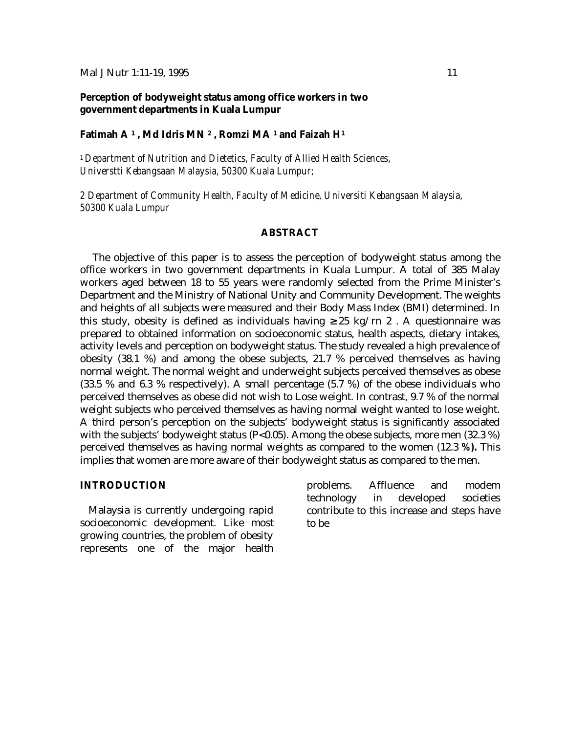# Perception of bodyweight status among office workers in two government departments in Kuala Lumpur

**Fatimah A [1], Md Idris MN [2], Romzi MA [1] and Faizah H[1]**

[1] *Department of Nutrition and Dietetics, Faculty of Allied Health Sciences, Universtti Kebangsaan Malaysia, 50300 Kuala Lumpur;*

*2 Department of Community Health, Faculty of Medicine, Universiti Kebangsaan Malaysia, 50300 Kuala Lumpur*

## ABSTRACT

The objective of this paper is to assess the perception of bodyweight status among the office workers in two government departments in Kuala Lumpur. A total of 385 Malay workers aged between 18 to 55 years were randomly selected from the Prime Minister's Department and the Ministry of National Unity and Community Development. The weights and heights of all subjects were measured and their Body Mass Index (BMI) determined. In this study, obesity is defined as individuals having $\geq 25$ kg/rn 2 . A questionnaire was prepared to obtained information on socioeconomic status, health aspects, dietary intakes, activity levels and perception on bodyweight status. The study revealed a high prevalence of obesity (38.1 %) and among the obese subjects, 21.7 % perceived themselves as having normal weight. The normal weight and underweight subjects perceived themselves as obese (33.5 % and 6.3 % respectively). A small percentage (5.7 %) of the obese individuals who perceived themselves as obese did not wish to Lose weight. In contrast, 9.7 % of the normal weight subjects who perceived themselves as having normal weight wanted to lose weight. A third person's perception on the subjects' bodyweight status is significantly associated with the subjects' bodyweight status ($P<0.05$). Among the obese subjects, more men (32.3 %) perceived themselves as having normal weights as compared to the women (12.3 **%).** This implies that women are more aware of their bodyweight status as compared to the men.

## INTRODUCTION

Malaysia is currently undergoing rapid socioeconomic development. Like most growing countries, the problem of obesity represents one of the major health problems. Affluence and modem technology in developed societies contribute to this increase and steps have to be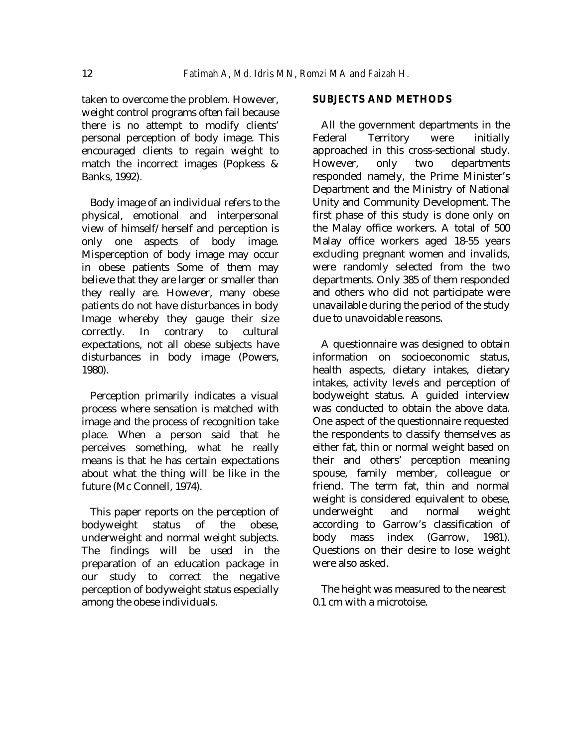taken to overcome the problem. However, weight control programs often fail because there is no attempt to modify clients' personal perception of body image. This encouraged clients to regain weight to match the incorrect images (Popkess & Banks, 1992).

Body image of an individual refers to the physical, emotional and interpersonal view of himself/herself and perception is only one aspects of body image. Misperception of body image may occur in obese patients Some of them may believe that they are larger or smaller than they really are. However, many obese patients do not have disturbances in body Image whereby they gauge their size correctly. In contrary to cultural expectations, not all obese subjects have disturbances in body image (Powers, 1980).

Perception primarily indicates a visual process where sensation is matched with image and the process of recognition take place. When a person said that he perceives something, what he really means is that he has certain expectations about what the thing will be like in the future (Mc Connell, 1974).

This paper reports on the perception of bodyweight status of the obese, underweight and normal weight subjects. The findings will be used in the preparation of an education package in our study to correct the negative perception of bodyweight status especially among the obese individuals.

## SUBJECTS AND METHODS

All the government departments in the Federal Territory were initially approached in this cross-sectional study. However, only two departments responded namely, the Prime Minister's Department and the Ministry of National Unity and Community Development. The first phase of this study is done only on the Malay office workers. A total of 500 Malay office workers aged 18-55 years excluding pregnant women and invalids, were randomly selected from the two departments. Only 385 of them responded and others who did not participate were unavailable during the period of the study due to unavoidable reasons.

A questionnaire was designed to obtain information on socioeconomic status, health aspects, dietary intakes, dietary intakes, activity levels and perception of bodyweight status. A guided interview was conducted to obtain the above data. One aspect of the questionnaire requested the respondents to classify themselves as either fat, thin or normal weight based on their and others' perception meaning spouse, family member, colleague or friend. The term fat, thin and normal weight is considered equivalent to obese, underweight and normal weight according to Garrow's classification of body mass index (Garrow, 1981). Questions on their desire to lose weight were also asked.

The height was measured to the nearest 0.1 cm with a microtoise.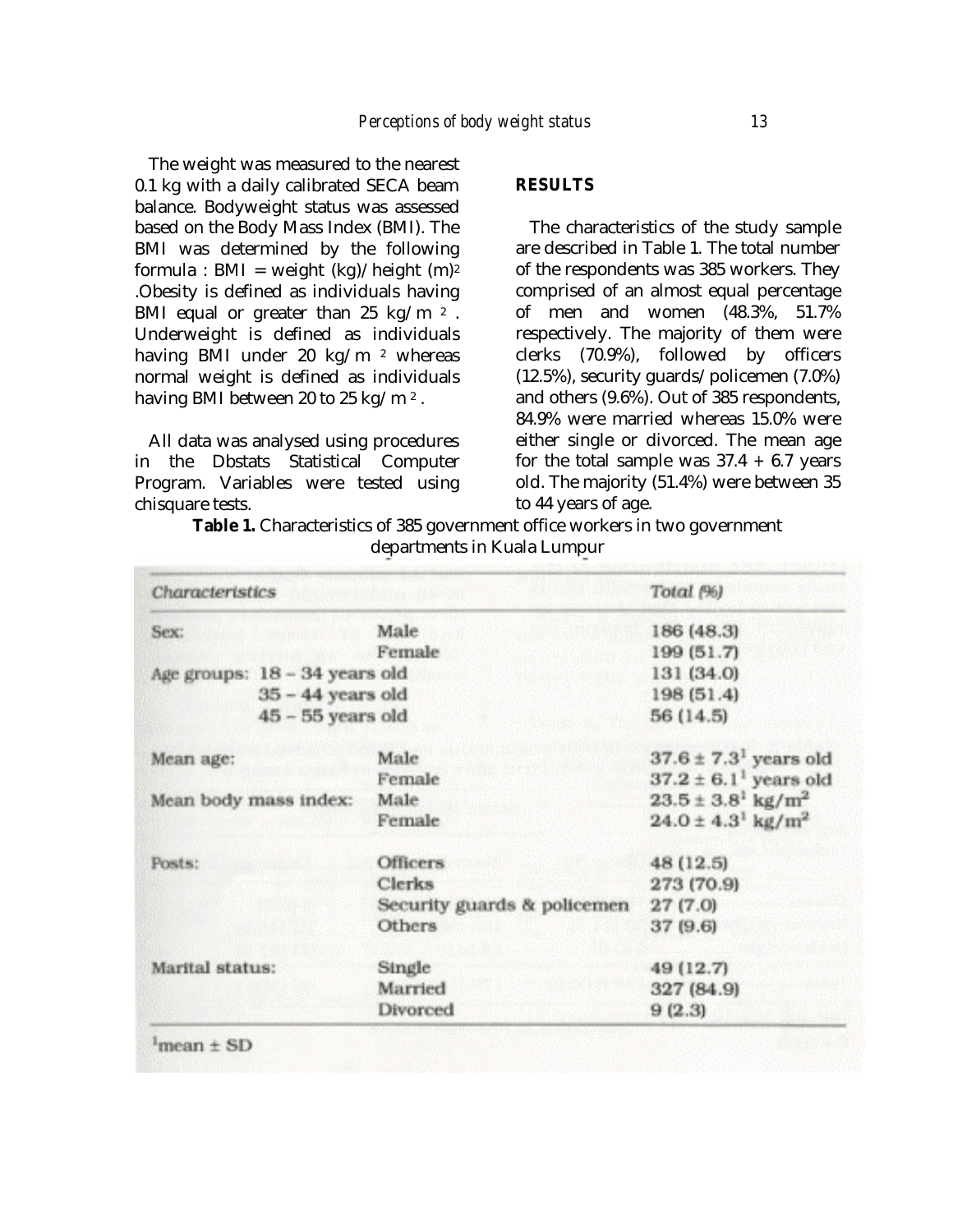The weight was measured to the nearest 0.1 kg with a daily calibrated SECA beam balance. Bodyweight status was assessed based on the Body Mass Index (BMI). The BMI was determined by the following formula : BMI = weight (kg)/height $(m)^2$. Obesity is defined as individuals having BMI equal or greater than 25 kg/m $^2$. Underweight is defined as individuals having BMI under 20 kg/m $^2$ whereas normal weight is defined as individuals having BMI between 20 to 25 kg/m $^2$.

All data was analysed using procedures in the Dbstats Statistical Computer Program. Variables were tested using chisquare tests.

## RESULTS

The characteristics of the study sample are described in Table 1. The total number of the respondents was 385 workers. They comprised of an almost equal percentage of men and women (48.3%, 51.7% respectively. The majority of them were clerks (70.9%), followed by officers (12.5%), security guards/policemen (7.0%) and others (9.6%). Out of 385 respondents, 84.9% were married whereas 15.0% were either single or divorced. The mean age for the total sample was 37.4 + 6.7 years old. The majority (51.4%) were between 35 to 44 years of age.

**Table 1.** Characteristics of 385 government office workers in two government departments in Kuala Lumpur

| Characteristics | | Total (%) |
|---|---|---|
| Sex: | Male | 186 (48.3) |
| | Female | 199 (51.7) |
| Age groups: | 18 – 34 years old | 131 (34.0) |
| | 35 – 44 years old | 198 (51.4) |
| | 45 – 55 years old | 56 (14.5) |
| Mean age: | Male | $37.6 \pm 7.3$[1] years old |
| | Female | $37.2 \pm 6.1$[1] years old |
| Mean body mass index: | Male | $23.5 \pm 3.8$[1] kg/m$^2$ |
| | Female | $24.0 \pm 4.3$[1] kg/m$^2$ |
| Posts: | Officers | 48 (12.5) |
| | Clerks | 273 (70.9) |
| | Security guards & policemen | 27 (7.0) |
| | Others | 37 (9.6) |
| Marital status: | Single | 49 (12.7) |
| | Married | 327 (84.9) |
| | Divorced | 9 (2.3) |

[1]mean ± SD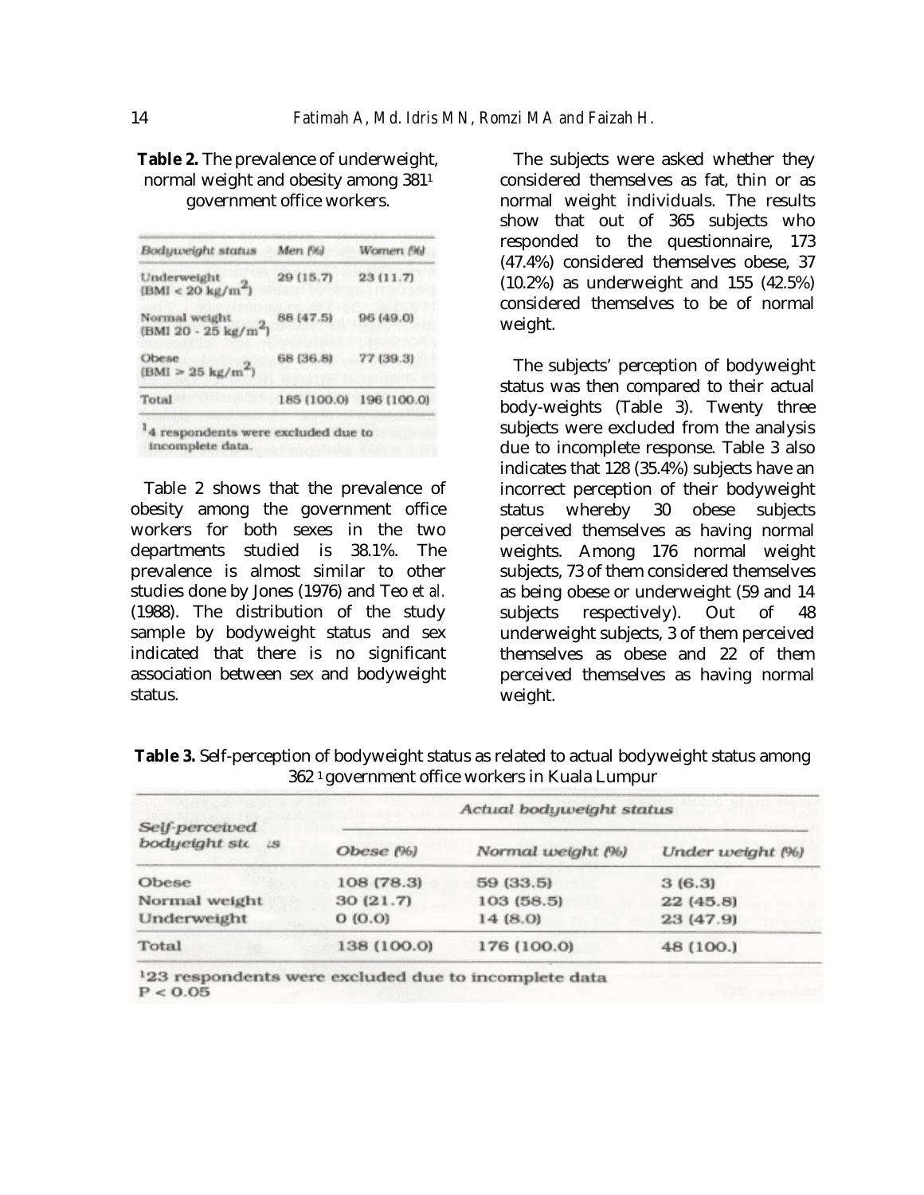**Table 2.** The prevalence of underweight, normal weight and obesity among 381[1] government office workers.

| Bodyweight status | Men (%) | Women (%) |
|---|---|---|
| Underweight (BMI < 20 kg/m$^2$) | 29 (15.7) | 23 (11.7) |
| Normal weight (BMI 20 - 25 kg/m$^2$) | 88 (47.5) | 96 (49.0) |
| Obese (BMI > 25 kg/m$^2$) | 68 (36.8) | 77 (39.3) |
| Total | 185 (100.0) | 196 (100.0) |

[1]4 respondents were excluded due to incomplete data.

Table 2 shows that the prevalence of obesity among the government office workers for both sexes in the two departments studied is 38.1%. The prevalence is almost similar to other studies done by Jones (1976) and Teo *et al.* (1988). The distribution of the study sample by bodyweight status and sex indicated that there is no significant association between sex and bodyweight status.

The subjects were asked whether they considered themselves as fat, thin or as normal weight individuals. The results show that out of 365 subjects who responded to the questionnaire, 173 (47.4%) considered themselves obese, 37 (10.2%) as underweight and 155 (42.5%) considered themselves to be of normal weight.

The subjects' perception of bodyweight status was then compared to their actual body-weights (Table 3). Twenty three subjects were excluded from the analysis due to incomplete response. Table 3 also indicates that 128 (35.4%) subjects have an incorrect perception of their bodyweight status whereby 30 obese subjects perceived themselves as having normal weights. Among 176 normal weight subjects, 73 of them considered themselves as being obese or underweight (59 and 14 subjects respectively). Out of 48 underweight subjects, 3 of them perceived themselves as obese and 22 of them perceived themselves as having normal weight.

**Table 3.** Self-perception of bodyweight status as related to actual bodyweight status among 362 [1] government office workers in Kuala Lumpur

| Self-perceived bodyeight status | Actual bodyweight status | | |
|---|---|---|---|
| | Obese (%) | Normal weight (%) | Under weight (%) |
| Obese | 108 (78.3) | 59 (33.5) | 3 (6.3) |
| Normal weight | 30 (21.7) | 103 (58.5) | 22 (45.8) |
| Underweight | 0 (0.0) | 14 (8.0) | 23 (47.9) |
| Total | 138 (100.0) | 176 (100.0) | 48 (100.) |

[1]23 respondents were excluded due to incomplete data
$P < 0.05$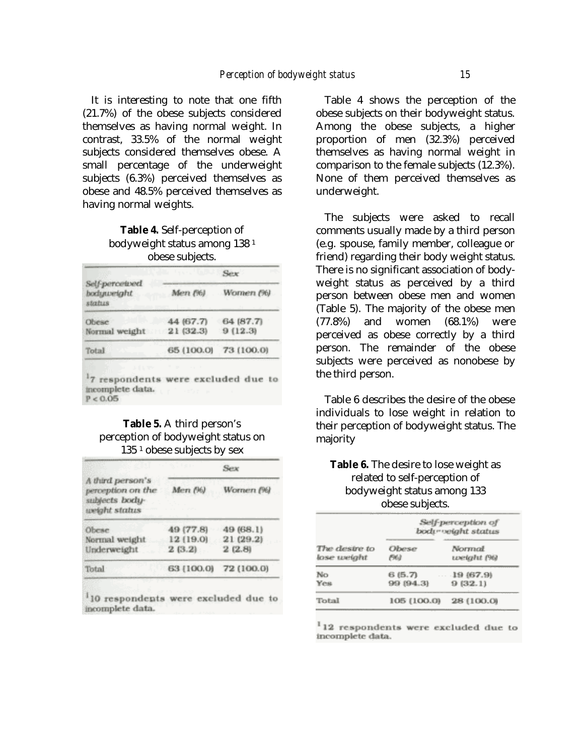It is interesting to note that one fifth (21.7%) of the obese subjects considered themselves as having normal weight. In contrast, 33.5% of the normal weight subjects considered themselves obese. A small percentage of the underweight subjects (6.3%) perceived themselves as obese and 48.5% perceived themselves as having normal weights.

**Table 4.** Self-perception of bodyweight status among 138 [1] obese subjects.

| Self-perceived bodyweight status | Sex | |
|---|---|---|
| | Men (%) | Women (%) |
| Obese | 44 (67.7) | 64 (87.7) |
| Normal weight | 21 (32.3) | 9 (12.3) |
| Total | 65 (100.0) | 73 (100.0) |

[1]7 respondents were excluded due to incomplete data.
$P < 0.05$

**Table 5.** A third person's perception of bodyweight status on 135 [1] obese subjects by sex

| A third person's perception on the subjects body-weight status | Sex | |
|---|---|---|
| | Men (%) | Women (%) |
| Obese | 49 (77.8) | 49 (68.1) |
| Normal weight | 12 (19.0) | 21 (29.2) |
| Underweight | 2 (3.2) | 2 (2.8) |
| Total | 63 (100.0) | 72 (100.0) |

[1]10 respondents were excluded due to incomplete data.

Table 4 shows the perception of the obese subjects on their bodyweight status. Among the obese subjects, a higher proportion of men (32.3%) perceived themselves as having normal weight in comparison to the female subjects (12.3%). None of them perceived themselves as underweight.

The subjects were asked to recall comments usually made by a third person (e.g. spouse, family member, colleague or friend) regarding their body weight status. There is no significant association of body-weight status as perceived by a third person between obese men and women (Table 5). The majority of the obese men (77.8%) and women (68.1%) were perceived as obese correctly by a third person. The remainder of the obese subjects were perceived as nonobese by the third person.

Table 6 describes the desire of the obese individuals to lose weight in relation to their perception of bodyweight status. The majority

**Table 6.** The desire to lose weight as related to self-perception of bodyweight status among 133 obese subjects.

| The desire to lose weight | Self-perception of bodyweight status | |
|---|---|---|
| | Obese (%) | Normal weight (%) |
| No | 6 (5.7) | 19 (67.9) |
| Yes | 99 (94.3) | 9 (32.1) |
| Total | 105 (100.0) | 28 (100.0) |

[1]12 respondents were excluded due to incomplete data.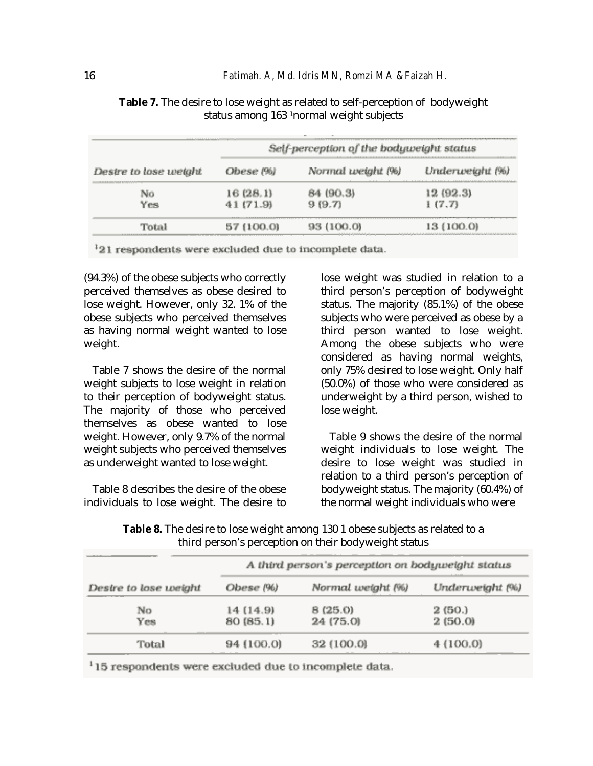**Table 7.** The desire to lose weight as related to self-perception of bodyweight status among 163 [1]normal weight subjects

| | *Self-perception of the bodyweight status* | | |
|---|---|---|---|
| *Desire to lose weight* | *Obese (%)* | *Normal weight (%)* | *Underweight (%)* |
| No | 16 (28.1) | 84 (90.3) | 12 (92.3) |
| Yes | 41 (71.9) | 9 (9.7) | 1 (7.7) |
| Total | 57 (100.0) | 93 (100.0) | 13 (100.0) |

[1]21 respondents were excluded due to incomplete data.

(94.3%) of the obese subjects who correctly perceived themselves as obese desired to lose weight. However, only 32. 1% of the obese subjects who perceived themselves as having normal weight wanted to lose weight.

Table 7 shows the desire of the normal weight subjects to lose weight in relation to their perception of bodyweight status. The majority of those who perceived themselves as obese wanted to lose weight. However, only 9.7% of the normal weight subjects who perceived themselves as underweight wanted to lose weight.

Table 8 describes the desire of the obese individuals to lose weight. The desire to lose weight was studied in relation to a third person's perception of bodyweight status. The majority (85.1%) of the obese subjects who were perceived as obese by a third person wanted to lose weight. Among the obese subjects who were considered as having normal weights, only 75% desired to lose weight. Only half (50.0%) of those who were considered as underweight by a third person, wished to lose weight.

Table 9 shows the desire of the normal weight individuals to lose weight. The desire to lose weight was studied in relation to a third person's perception of bodyweight status. The majority (60.4%) of the normal weight individuals who were

**Table 8.** The desire to lose weight among 130 1 obese subjects as related to a third person's perception on their bodyweight status

| | *A third person's perception on bodyweight status* | | |
|---|---|---|---|
| *Desire to lose weight* | *Obese (%)* | *Normal weight (%)* | *Underweight (%)* |
| No | 14 (14.9) | 8 (25.0) | 2 (50.) |
| Yes | 80 (85.1) | 24 (75.0) | 2 (50.0) |
| Total | 94 (100.0) | 32 (100.0) | 4 (100.0) |

[1]15 respondents were excluded due to incomplete data.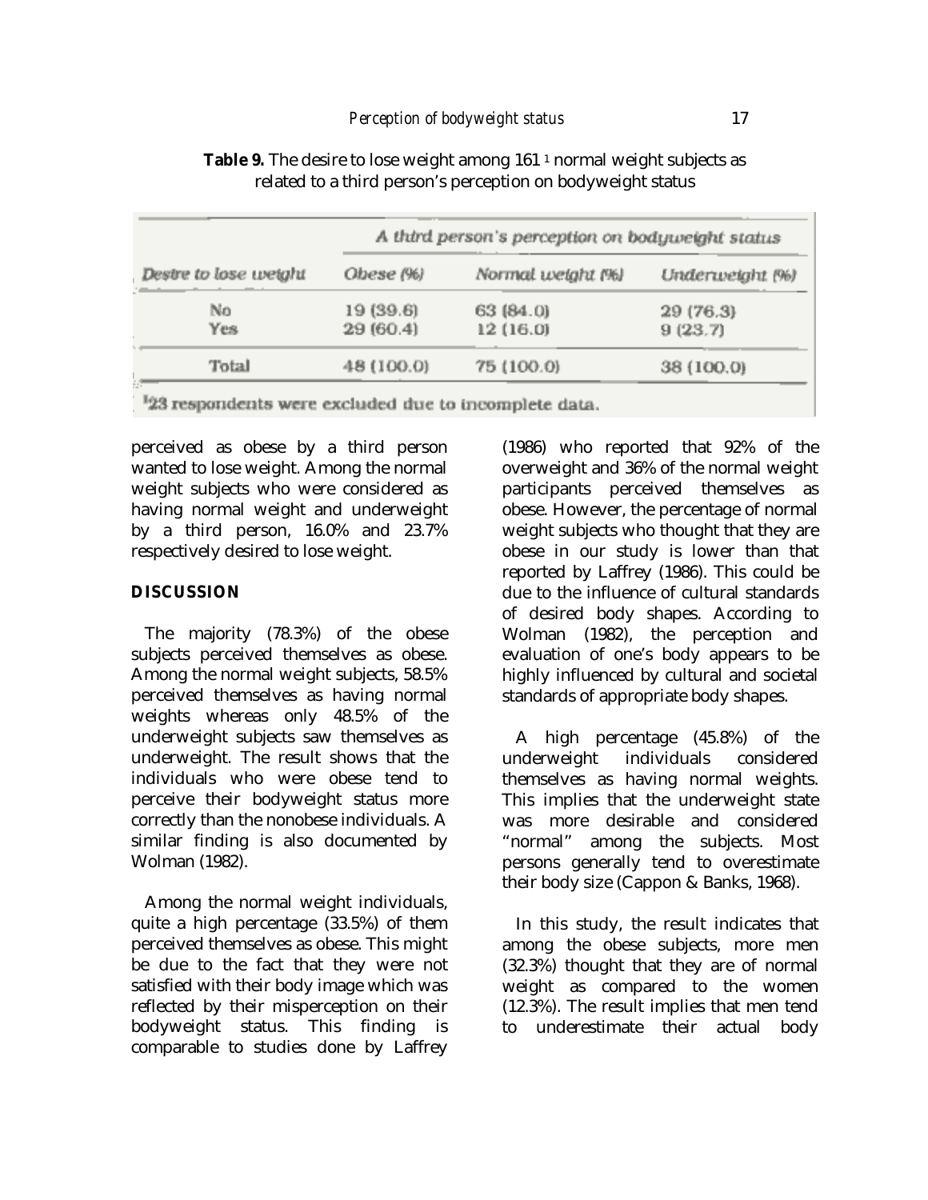**Table 9.** The desire to lose weight among 161 [1] normal weight subjects as related to a third person's perception on bodyweight status

| | A third person's perception on bodyweight status | | |
|---|---|---|---|
| Desire to lose weight | Obese (%) | Normal weight (%) | Underweight (%) |
| No | 19 (39.6) | 63 (84.0) | 29 (76.3) |
| Yes | 29 (60.4) | 12 (16.0) | 9 (23.7) |
| Total | 48 (100.0) | 75 (100.0) | 38 (100.0) |

[1]23 respondents were excluded due to incomplete data.

perceived as obese by a third person wanted to lose weight. Among the normal weight subjects who were considered as having normal weight and underweight by a third person, 16.0% and 23.7% respectively desired to lose weight.

## DISCUSSION

The majority (78.3%) of the obese subjects perceived themselves as obese. Among the normal weight subjects, 58.5% perceived themselves as having normal weights whereas only 48.5% of the underweight subjects saw themselves as underweight. The result shows that the individuals who were obese tend to perceive their bodyweight status more correctly than the nonobese individuals. A similar finding is also documented by Wolman (1982).

Among the normal weight individuals, quite a high percentage (33.5%) of them perceived themselves as obese. This might be due to the fact that they were not satisfied with their body image which was reflected by their misperception on their bodyweight status. This finding is comparable to studies done by Laffrey (1986) who reported that 92% of the overweight and 36% of the normal weight participants perceived themselves as obese. However, the percentage of normal weight subjects who thought that they are obese in our study is lower than that reported by Laffrey (1986). This could be due to the influence of cultural standards of desired body shapes. According to Wolman (1982), the perception and evaluation of one's body appears to be highly influenced by cultural and societal standards of appropriate body shapes.

A high percentage (45.8%) of the underweight individuals considered themselves as having normal weights. This implies that the underweight state was more desirable and considered "normal" among the subjects. Most persons generally tend to overestimate their body size (Cappon & Banks, 1968).

In this study, the result indicates that among the obese subjects, more men (32.3%) thought that they are of normal weight as compared to the women (12.3%). The result implies that men tend to underestimate their actual body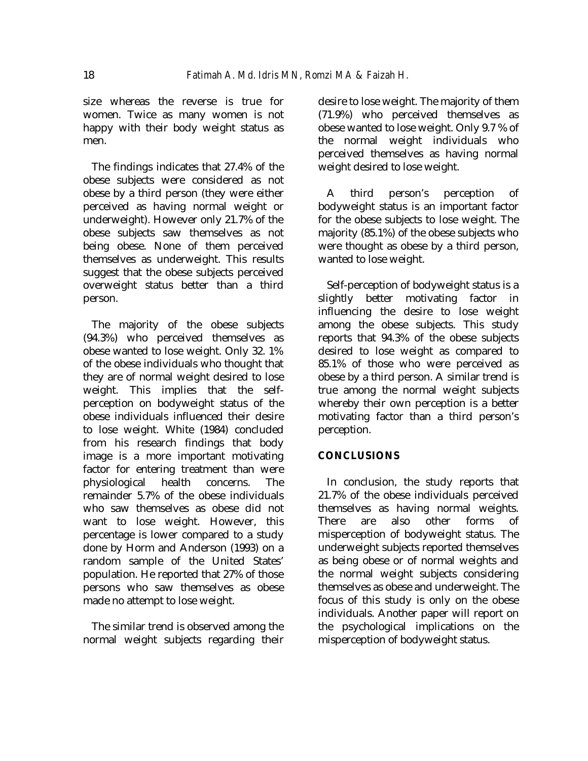size whereas the reverse is true for women. Twice as many women is not happy with their body weight status as men.

The findings indicates that 27.4% of the obese subjects were considered as not obese by a third person (they were either perceived as having normal weight or underweight). However only 21.7% of the obese subjects saw themselves as not being obese. None of them perceived themselves as underweight. This results suggest that the obese subjects perceived overweight status better than a third person.

The majority of the obese subjects (94.3%) who perceived themselves as obese wanted to lose weight. Only 32. 1% of the obese individuals who thought that they are of normal weight desired to lose weight. This implies that the self-perception on bodyweight status of the obese individuals influenced their desire to lose weight. White (1984) concluded from his research findings that body image is a more important motivating factor for entering treatment than were physiological health concerns. The remainder 5.7% of the obese individuals who saw themselves as obese did not want to lose weight. However, this percentage is lower compared to a study done by Horm and Anderson (1993) on a random sample of the United States' population. He reported that 27% of those persons who saw themselves as obese made no attempt to lose weight.

The similar trend is observed among the normal weight subjects regarding their desire to lose weight. The majority of them (71.9%) who perceived themselves as obese wanted to lose weight. Only 9.7 % of the normal weight individuals who perceived themselves as having normal weight desired to lose weight.

A third person's perception of bodyweight status is an important factor for the obese subjects to lose weight. The majority (85.1%) of the obese subjects who were thought as obese by a third person, wanted to lose weight.

Self-perception of bodyweight status is a slightly better motivating factor in influencing the desire to lose weight among the obese subjects. This study reports that 94.3% of the obese subjects desired to lose weight as compared to 85.1% of those who were perceived as obese by a third person. A similar trend is true among the normal weight subjects whereby their own perception is a better motivating factor than a third person's perception.

## CONCLUSIONS

In conclusion, the study reports that 21.7% of the obese individuals perceived themselves as having normal weights. There are also other forms of misperception of bodyweight status. The underweight subjects reported themselves as being obese or of normal weights and the normal weight subjects considering themselves as obese and underweight. The focus of this study is only on the obese individuals. Another paper will report on the psychological implications on the misperception of bodyweight status.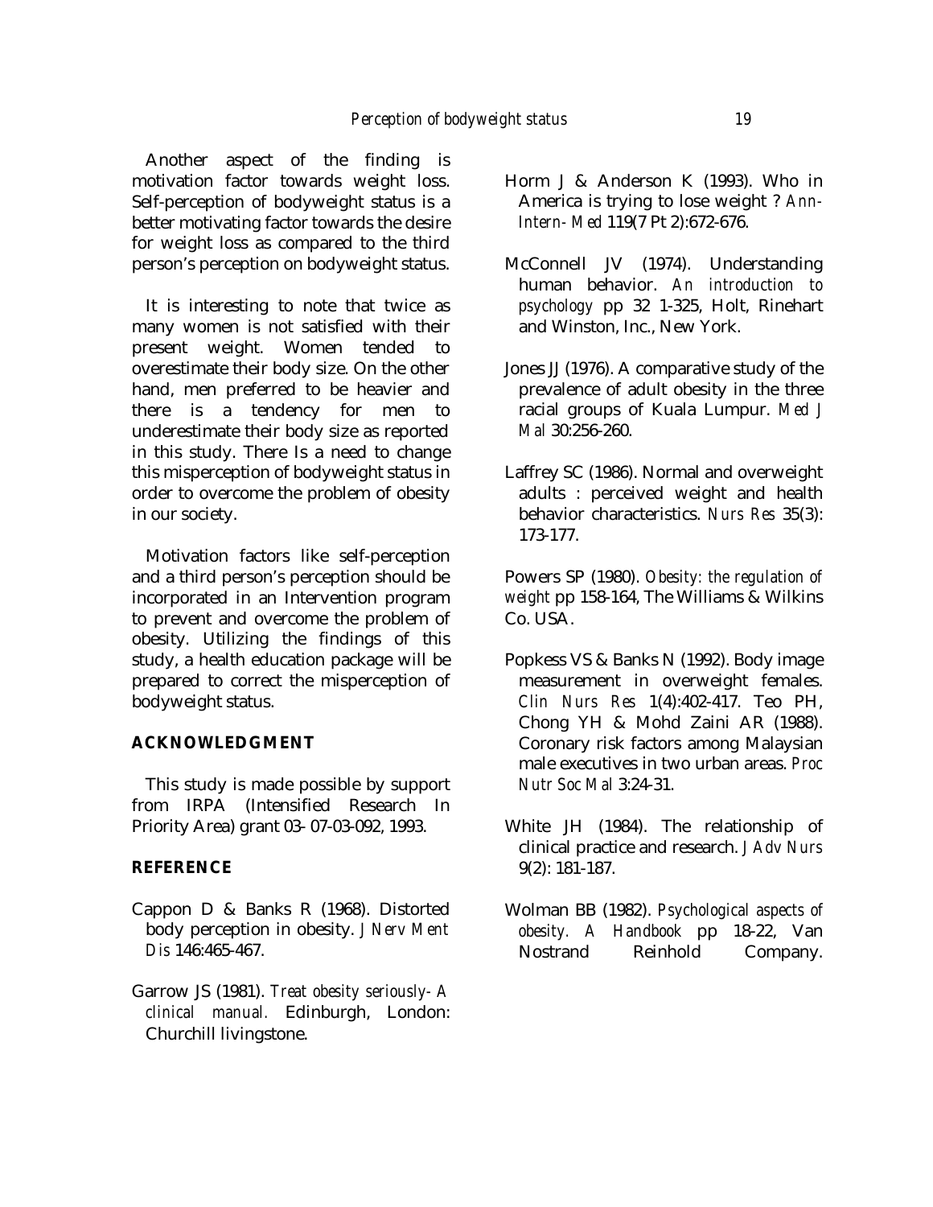Another aspect of the finding is motivation factor towards weight loss. Self-perception of bodyweight status is a better motivating factor towards the desire for weight loss as compared to the third person's perception on bodyweight status.

It is interesting to note that twice as many women is not satisfied with their present weight. Women tended to overestimate their body size. On the other hand, men preferred to be heavier and there is a tendency for men to underestimate their body size as reported in this study. There Is a need to change this misperception of bodyweight status in order to overcome the problem of obesity in our society.

Motivation factors like self-perception and a third person's perception should be incorporated in an Intervention program to prevent and overcome the problem of obesity. Utilizing the findings of this study, a health education package will be prepared to correct the misperception of bodyweight status.

## ACKNOWLEDGMENT

This study is made possible by support from IRPA (Intensified Research In Priority Area) grant 03- 07-03-092, 1993.

## REFERENCE

Cappon D & Banks R (1968). Distorted body perception in obesity. *J Nerv Ment Dis* 146:465-467.

Garrow JS (1981). *Treat obesity seriously- A clinical manual.* Edinburgh, London: Churchill livingstone.

Horm J & Anderson K (1993). Who in America is trying to lose weight ? *Ann-Intern- Med* 119(7 Pt 2):672-676.

McConnell JV (1974). Understanding human behavior. *An introduction to psychology* pp 32 1-325, Holt, Rinehart and Winston, Inc., New York.

Jones JJ (1976). A comparative study of the prevalence of adult obesity in the three racial groups of Kuala Lumpur. *Med J Mal* 30:256-260.

Laffrey SC (1986). Normal and overweight adults : perceived weight and health behavior characteristics. *Nurs Res* 35(3): 173-177.

Powers SP (1980). *Obesity: the regulation of weight* pp 158-164, The Williams & Wilkins Co. USA.

Popkess VS & Banks N (1992). Body image measurement in overweight females. *Clin Nurs Res* 1(4):402-417. Teo PH, Chong YH & Mohd Zaini AR (1988). Coronary risk factors among Malaysian male executives in two urban areas. *Proc Nutr Soc Mal* 3:24-31.

White JH (1984). The relationship of clinical practice and research. *J Adv Nurs* 9(2): 181-187.

Wolman BB (1982). *Psychological aspects of obesity. A Handbook* pp 18-22, Van Nostrand Reinhold Company.